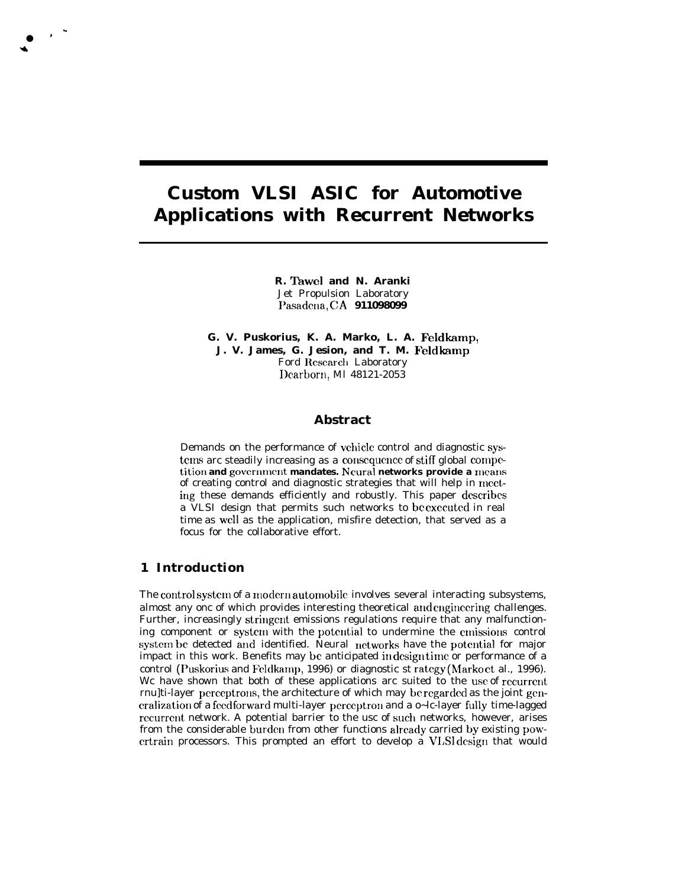# Custom VLSI ASIC for Automotive Applications with Recurrent Networks

**R. Tawel and N. Aranki**
Jet Propulsion Laboratory
Pasadena, CA **911098099**

**G. V. Puskorius, K. A. Marko, L. A. Feldkamp,**
**J. V. James, G. Jesion, and T. M. Feldkamp**
Ford Research Laboratory
Dearborn, MI 48121-2053

## Abstract

Demands on the performance of vehicle control and diagnostic systems are steadily increasing as a consequence of stiff global competition **and** government **mandates.** Neural **networks provide a** means of creating control and diagnostic strategies that will help in meeting these demands efficiently and robustly. This paper describes a VLSI design that permits such networks to be executed in real time as well as the application, misfire detection, that served as a focus for the collaborative effort.

## 1 Introduction

The control system of a modern automobile involves several interacting subsystems, almost any one of which provides interesting theoretical and engineering challenges. Further, increasingly stringent emissions regulations require that any malfunctioning component or system with the potential to undermine the emissions control system be detected and identified. Neural networks have the potential for major impact in this work. Benefits may be anticipated in design time or performance of a control (Puskorius and Feldkamp, 1996) or diagnostic strategy (Marko et al., 1996). We have shown that both of these applications are suited to the use of recurrent multi-layer perceptrons, the architecture of which may be regarded as the joint generalization of a feedforward multi-layer perceptron and a one-layer fully time-lagged recurrent network. A potential barrier to the use of such networks, however, arises from the considerable burden from other functions already carried by existing powertrain processors. This prompted an effort to develop a VLSI design that would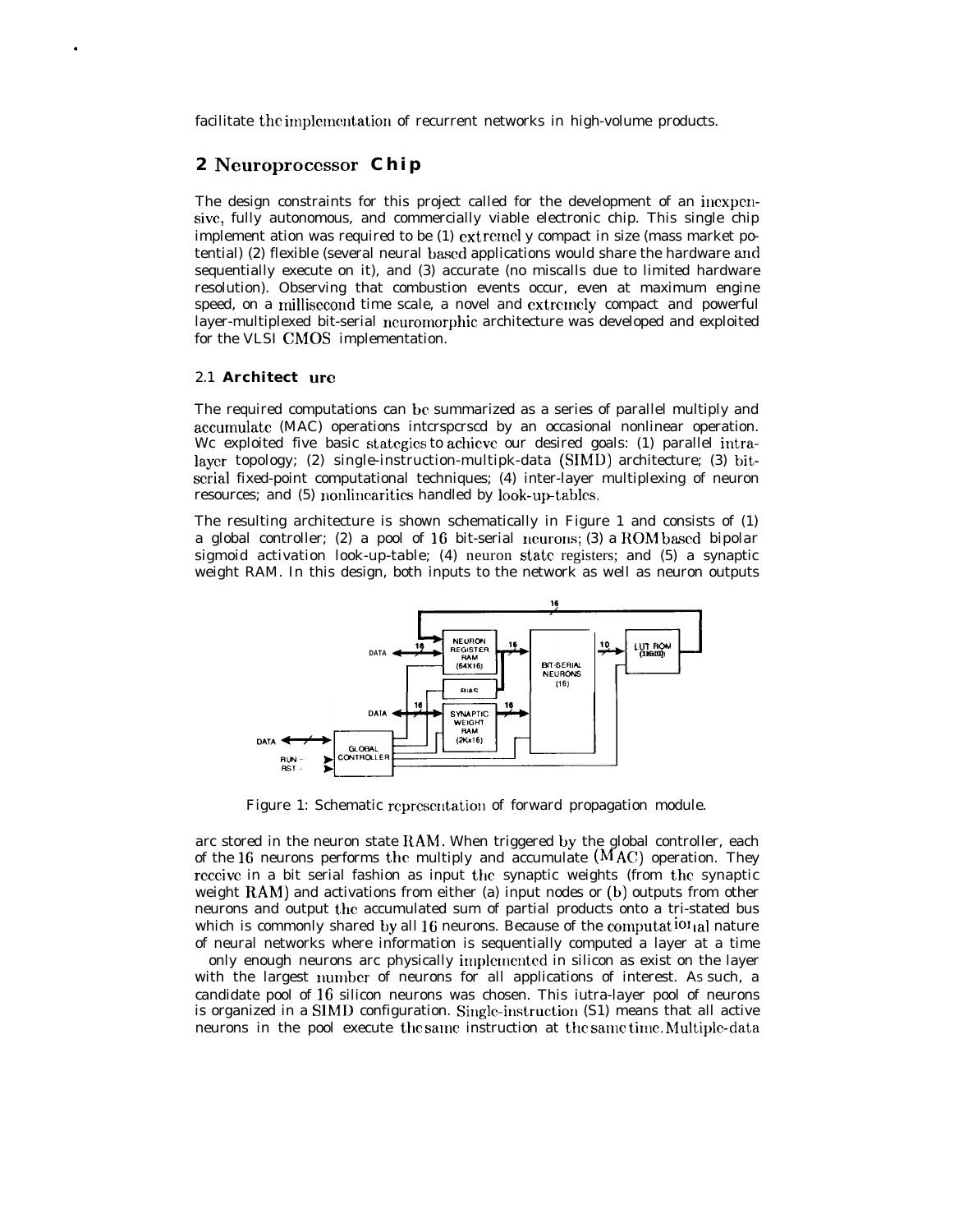facilitate the implementation of recurrent networks in high-volume products.

## 2 Neuroprocessor Chip

The design constraints for this project called for the development of an inexpensive, fully autonomous, and commercially viable electronic chip. This single chip implement ation was required to be (1) extremel y compact in size (mass market potential) (2) flexible (several neural based applications would share the hardware and sequentially execute on it), and (3) accurate (no miscalls due to limited hardware resolution). Observing that combustion events occur, even at maximum engine speed, on a millisecond time scale, a novel and extremely compact and powerful layer-multiplexed bit-serial neuromorphic architecture was developed and exploited for the VLSI CMOS implementation.

### 2.1 Architect ure

The required computations can be summarized as a series of parallel multiply and accumulate (MAC) operations interspersed by an occasional nonlinear operation. We exploited five basic stategies to achieve our desired goals: (1) parallel intra-layer topology; (2) single-instruction-multipk-data (SIMD) architecture; (3) bit-serial fixed-point computational techniques; (4) inter-layer multiplexing of neuron resources; and (5) nonlinearities handled by look-up-tables.

The resulting architecture is shown schematically in Figure 1 and consists of (1) a global controller; (2) a pool of 16 bit-serial neurons; (3) a ROM based bipolar sigmoid activation look-up-table; (4) neuron state registers; and (5) a synaptic weight RAM. In this design, both inputs to the network as well as neuron outputs

16

DATA

16

NEURON REGISTER RAM (64X16)

16

BIT-SERIAL NEURONS (16)

10

LUT ROM (1Kx10)

BIAS

DATA

16

SYNAPTIC WEIGHT RAM (2Kx16)

16

DATA

GLOBAL CONTROLLER

RUN -

RST -

Figure 1: Schematic representation of forward propagation module.

are stored in the neuron state RAM. When triggered by the global controller, each of the 16 neurons performs the multiply and accumulate (MAC) operation. They receive in a bit serial fashion as input the synaptic weights (from the synaptic weight RAM) and activations from either (a) input nodes or (b) outputs from other neurons and output the accumulated sum of partial products onto a tri-stated bus which is commonly shared by all 16 neurons. Because of the computational nature of neural networks where information is sequentially computed a layer at a time only enough neurons are physically implemented in silicon as exist on the layer with the largest number of neurons for all applications of interest. As such, a candidate pool of 16 silicon neurons was chosen. This intra-layer pool of neurons is organized in a SIMD configuration. Single-instruction (S1) means that all active neurons in the pool execute the same instruction at the same time. Multiple-data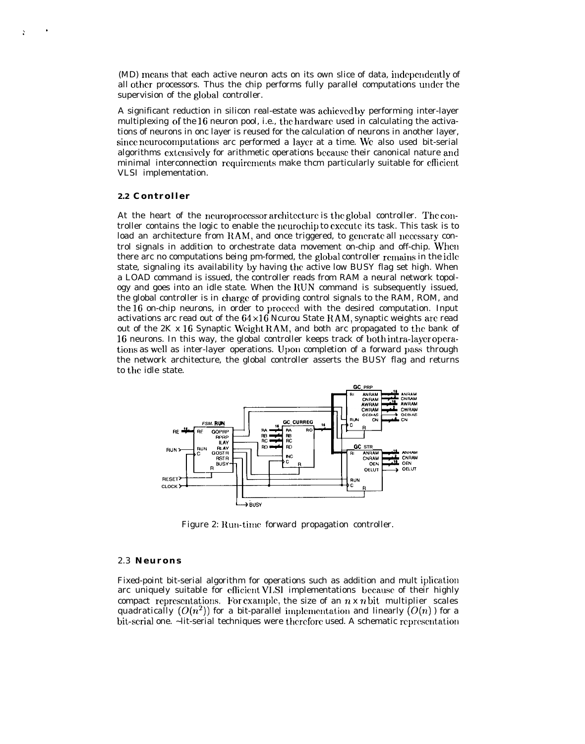(MD) means that each active neuron acts on its own slice of data, independently of all other processors. Thus the chip performs fully parallel computations under the supervision of the global controller.

A significant reduction in silicon real-estate was achieved by performing inter-layer multiplexing of the 16 neuron pool, i.e., the hardware used in calculating the activations of neurons in one layer is reused for the calculation of neurons in another layer, since neurocomputations are performed a layer at a time. We also used bit-serial algorithms extensively for arithmetic operations because their canonical nature and minimal interconnection requirements make them particularly suitable for efficient VLSI implementation.

### 2.2 Controller

At the heart of the neuroprocessor architecture is the global controller. The controller contains the logic to enable the neurochip to execute its task. This task is to load an architecture from RAM, and once triggered, to generate all necessary control signals in addition to orchestrate data movement on-chip and off-chip. When there are no computations being performed, the global controller remains in the idle state, signaling its availability by having the active low BUSY flag set high. When a LOAD command is issued, the controller reads from RAM a neural network topology and goes into an idle state. When the RUN command is subsequently issued, the global controller is in charge of providing control signals to the RAM, ROM, and the 16 on-chip neurons, in order to proceed with the desired computation. Input activations are read out of the $64 \times 16$ Neuron State RAM, synaptic weights are read out of the 2K x 16 Synaptic Weight RAM, and both are propagated to the bank of 16 neurons. In this way, the global controller keeps track of both intra-layer operations as well as inter-layer operations. Upon completion of a forward pass through the network architecture, the global controller asserts the BUSY flag and returns to the idle state.

FSM. RUN
RE
RUN
RESET
CLOCK
GOPRP
RPRP
ILAY
RLAY
GOSTR
RSTR
BUSY
GC_CURREG
RA
RB
RC
RD
RO
INC
GC_PRP
ANRAM
CNRAM
AWRAM
CWRAM
OEBIAS
CN
GC_STR
OEN
OELUT
BUSY

Figure 2: Run-time forward propagation controller.

### 2.3 Neurons

Fixed-point bit-serial algorithm for operations such as addition and multiplication are uniquely suitable for efficient VLSI implementations because of their highly compact representations. For example, the size of an $n \times n$ bit multiplier scales quadratically ($O(n^2)$) for a bit-parallel implementation and linearly ($O(n)$) for a bit-serial one. Bit-serial techniques were therefore used. A schematic representation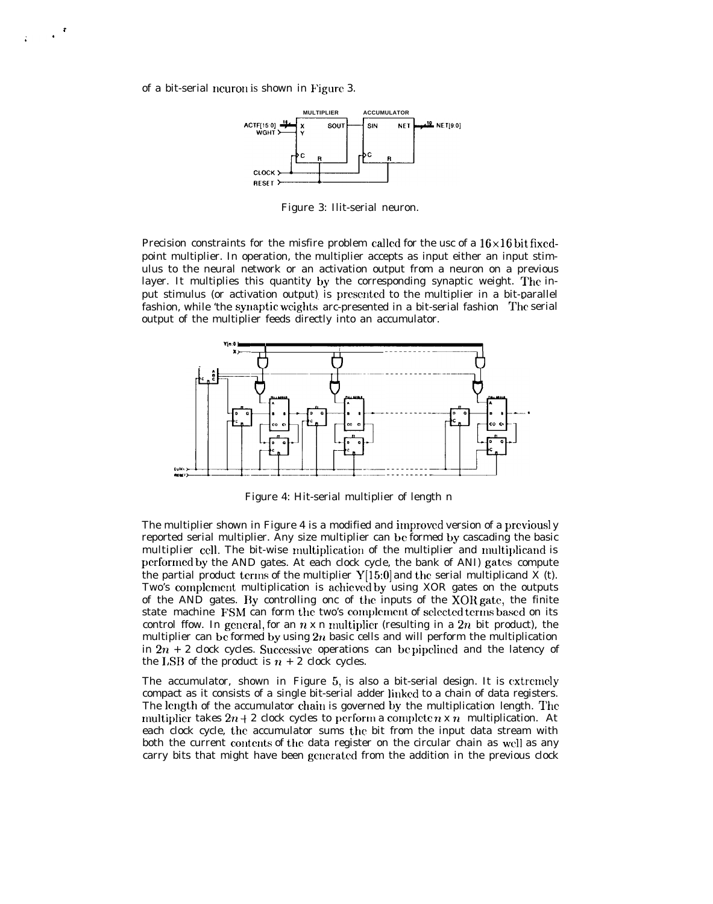of a bit-serial neuron is shown in Figure 3.

MULTIPLIER
ACCUMULATOR
ACTF[15:0]
16
X
Y
SOUT
SIN
NET
10
NET[9:0]
WGHT
C
R
C
R
CLOCK
RESET

Figure 3: Ilit-serial neuron.

Precision constraints for the misfire problem called for the usc of a $16\times16$ bit fixed-point multiplier. In operation, the multiplier accepts as input either an input stimulus to the neural network or an activation output from a neuron on a previous layer. It multiplies this quantity by the corresponding synaptic weight. The input stimulus (or activation output) is presented to the multiplier in a bit-parallel fashion, while 'the synaptic weights arc-presented in a bit-serial fashion The serial output of the multiplier feeds directly into an accumulator.

Y[n:0]
X
CLOCK
RESET

Figure 4: Hit-serial multiplier of length n

The multiplier shown in Figure 4 is a modified and improved version of a previousl y reported serial multiplier. Any size multiplier can be formed by cascading the basic multiplier cell. The bit-wise multiplication of the multiplier and multiplicand is performed by the AND gates. At each clock cycle, the bank of ANI) gates compute the partial product terms of the multiplier $Y[15:0]$ and the serial multiplicand X (t). Two's complement multiplication is achieved by using XOR gates on the outputs of the AND gates. By controlling onc of the inputs of the XOR gate, the finite state machine FSM can form the two's complement of selected terms based on its control ffow. In general, for an $n$ x n multiplier (resulting in a $2n$ bit product), the multiplier can be formed by using $2n$ basic cells and will perform the multiplication in $2n + 2$ clock cycles. Successive operations can be pipelined and the latency of the LSB of the product is $n + 2$ clock cycles.

The accumulator, shown in Figure 5, is also a bit-serial design. It is extremely compact as it consists of a single bit-serial adder linked to a chain of data registers. The length of the accumulator chain is governed by the multiplication length. The multiplier takes $2n+2$ clock cycles to perform a complete $n$ x $n$ multiplication. At each clock cycle, the accumulator sums the bit from the input data stream with both the current contents of the data register on the circular chain as well as any carry bits that might have been generated from the addition in the previous clock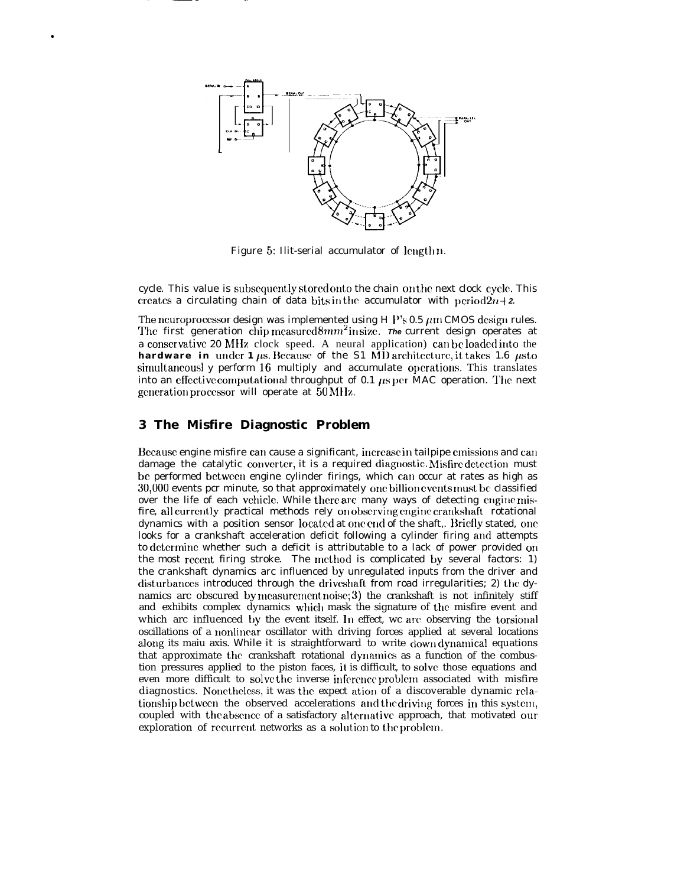Figure 5: Bit-serial accumulator of length n.

cycle. This value is subsequently stored onto the chain on the next clock cycle. This creates a circulating chain of data bits in the accumulator with period $2n+2$.

The neuroprocessor design was implemented using HP's 0.5 $\mu m$ CMOS design rules. The first generation chip measured $8 mm^2$ in size. The current design operates at a conservative 20 MHz clock speed. A neural application) can be loaded into the hardware in under 1 $\mu s$. Because of the SIMD architecture, it takes 1.6 $\mu s$ to simultaneously perform 16 multiply and accumulate operations. This translates into an effective computational throughput of 0.1 $\mu s$ per MAC operation. The next generation processor will operate at 50 MHz.

## 3 The Misfire Diagnostic Problem

Because engine misfire can cause a significant, increase in tailpipe emissions and can damage the catalytic converter, it is a required diagnostic. Misfire detection must be performed between engine cylinder firings, which can occur at rates as high as 30,000 events per minute, so that approximately one billion events must be classified over the life of each vehicle. While there are many ways of detecting engine misfire, all currently practical methods rely on observing engine crankshaft rotational dynamics with a position sensor located at one end of the shaft,. Briefly stated, one looks for a crankshaft acceleration deficit following a cylinder firing and attempts to determine whether such a deficit is attributable to a lack of power provided on the most recent firing stroke. The method is complicated by several factors: 1) the crankshaft dynamics are influenced by unregulated inputs from the driver and disturbances introduced through the driveshaft from road irregularities; 2) the dynamics are obscured by measurement noise; 3) the crankshaft is not infinitely stiff and exhibits complex dynamics which mask the signature of the misfire event and which are influenced by the event itself. In effect, we are observing the torsional oscillations of a nonlinear oscillator with driving forces applied at several locations along its main axis. While it is straightforward to write down dynamical equations that approximate the crankshaft rotational dynamics as a function of the combustion pressures applied to the piston faces, it is difficult, to solve those equations and even more difficult to solve the inverse inference problem associated with misfire diagnostics. Nonetheless, it was the expectation of a discoverable dynamic relationship between the observed accelerations and the driving forces in this system, coupled with the absence of a satisfactory alternative approach, that motivated our exploration of recurrent networks as a solution to the problem.